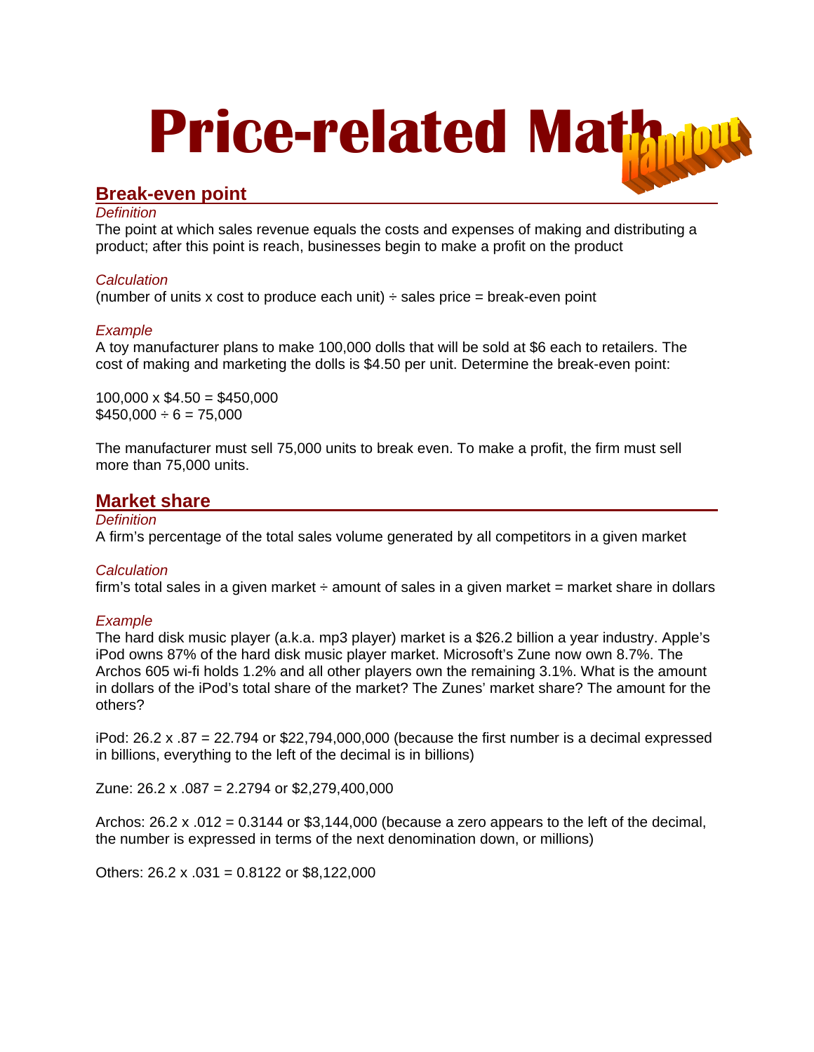# Price-related Math Handout

## Break-even point

*Definition*

The point at which sales revenue equals the costs and expenses of making and distributing a product; after this point is reach, businesses begin to make a profit on the product

*Calculation*

(number of units x cost to produce each unit) ÷ sales price = break-even point

*Example*

A toy manufacturer plans to make 100,000 dolls that will be sold at $6 each to retailers. The cost of making and marketing the dolls is $4.50 per unit. Determine the break-even point:

100,000 x $4.50 = $450,000
$450,000 ÷ 6 = 75,000

The manufacturer must sell 75,000 units to break even. To make a profit, the firm must sell more than 75,000 units.

## Market share

*Definition*

A firm's percentage of the total sales volume generated by all competitors in a given market

*Calculation*

firm's total sales in a given market ÷ amount of sales in a given market = market share in dollars

*Example*

The hard disk music player (a.k.a. mp3 player) market is a $26.2 billion a year industry. Apple's iPod owns 87% of the hard disk music player market. Microsoft's Zune now own 8.7%. The Archos 605 wi-fi holds 1.2% and all other players own the remaining 3.1%. What is the amount in dollars of the iPod's total share of the market? The Zunes' market share? The amount for the others?

iPod: 26.2 x .87 = 22.794 or $22,794,000,000 (because the first number is a decimal expressed in billions, everything to the left of the decimal is in billions)

Zune: 26.2 x .087 = 2.2794 or $2,279,400,000

Archos: 26.2 x .012 = 0.3144 or $3,144,000 (because a zero appears to the left of the decimal, the number is expressed in terms of the next denomination down, or millions)

Others: 26.2 x .031 = 0.8122 or $8,122,000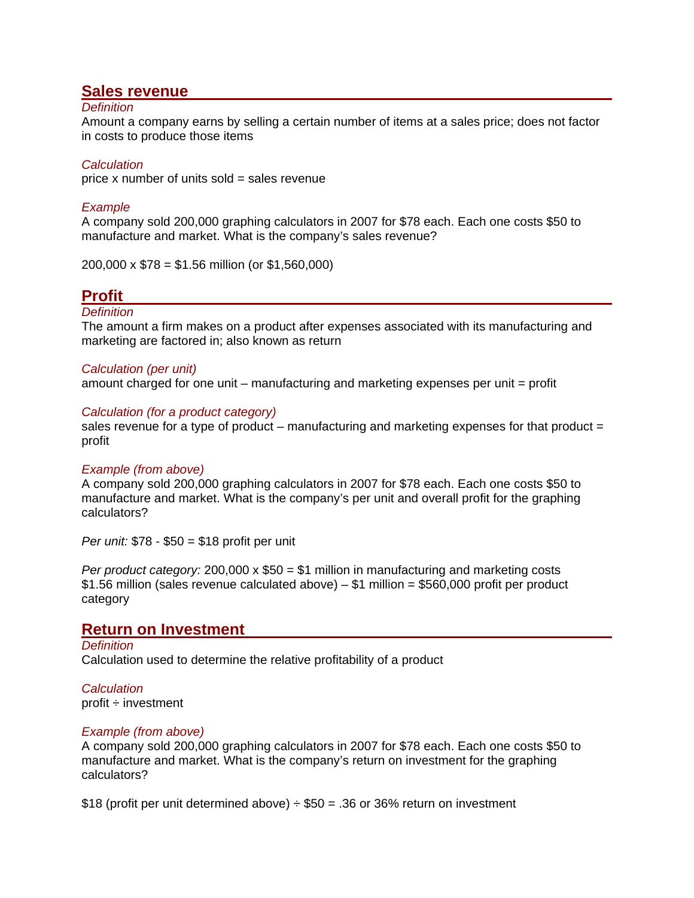## Sales revenue

*Definition*

Amount a company earns by selling a certain number of items at a sales price; does not factor in costs to produce those items

*Calculation*

price x number of units sold = sales revenue

*Example*

A company sold 200,000 graphing calculators in 2007 for $78 each. Each one costs $50 to manufacture and market. What is the company's sales revenue?

200,000 x $78 = $1.56 million (or $1,560,000)

## Profit

*Definition*

The amount a firm makes on a product after expenses associated with its manufacturing and marketing are factored in; also known as return

*Calculation (per unit)*

amount charged for one unit – manufacturing and marketing expenses per unit = profit

*Calculation (for a product category)*

sales revenue for a type of product – manufacturing and marketing expenses for that product = profit

*Example (from above)*

A company sold 200,000 graphing calculators in 2007 for $78 each. Each one costs $50 to manufacture and market. What is the company's per unit and overall profit for the graphing calculators?

*Per unit:* $78 - $50 = $18 profit per unit

*Per product category:* 200,000 x $50 = $1 million in manufacturing and marketing costs
$1.56 million (sales revenue calculated above) – $1 million = $560,000 profit per product category

## Return on Investment

*Definition*

Calculation used to determine the relative profitability of a product

*Calculation*

profit ÷ investment

*Example (from above)*

A company sold 200,000 graphing calculators in 2007 for $78 each. Each one costs $50 to manufacture and market. What is the company's return on investment for the graphing calculators?

$18 (profit per unit determined above) ÷ $50 = .36 or 36% return on investment